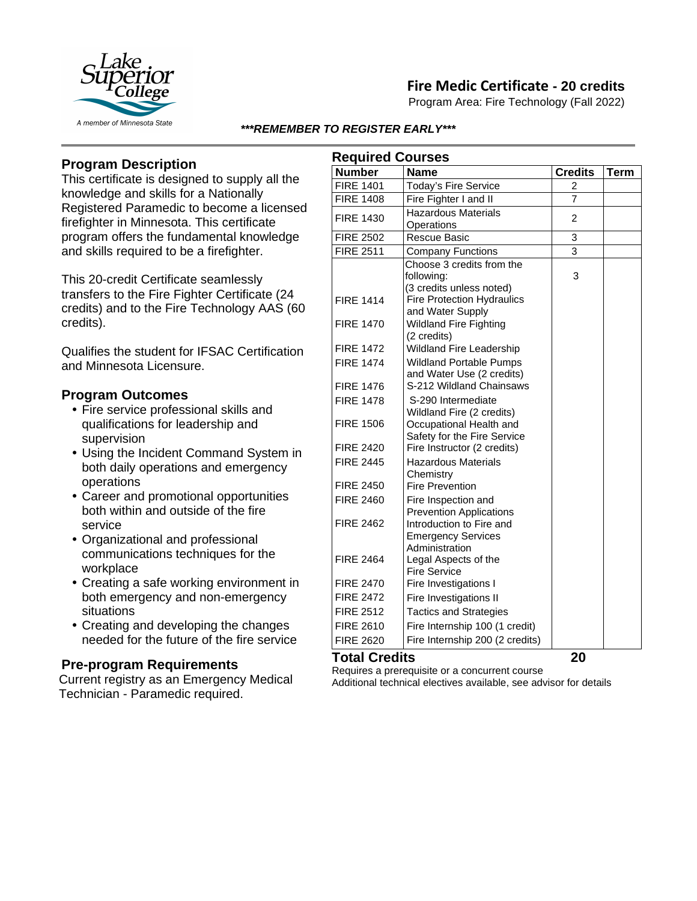# Fire Medic Certificate - 20 credits

Program Area: Fire Technology (Fall 2022)

***REMEMBER TO REGISTER EARLY***

## Program Description

This certificate is designed to supply all the knowledge and skills for a Nationally Registered Paramedic to become a licensed firefighter in Minnesota. This certificate program offers the fundamental knowledge and skills required to be a firefighter.

This 20-credit Certificate seamlessly transfers to the Fire Fighter Certificate (24 credits) and to the Fire Technology AAS (60 credits).

Qualifies the student for IFSAC Certification and Minnesota Licensure.

## Program Outcomes

- Fire service professional skills and qualifications for leadership and supervision
- Using the Incident Command System in both daily operations and emergency operations
- Career and promotional opportunities both within and outside of the fire service
- Organizational and professional communications techniques for the workplace
- Creating a safe working environment in both emergency and non-emergency situations
- Creating and developing the changes needed for the future of the fire service

## Pre-program Requirements

Current registry as an Emergency Medical Technician - Paramedic required.

## Required Courses

| Number | Name | Credits | Term |
|---|---|---|---|
| FIRE 1401 | Today's Fire Service | 2 | |
| FIRE 1408 | Fire Fighter I and II | 7 | |
| FIRE 1430 | Hazardous Materials Operations | 2 | |
| FIRE 2502 | Rescue Basic | 3 | |
| FIRE 2511 | Company Functions | 3 | |
| | Choose 3 credits from the following: (3 credits unless noted) | 3 | |
| FIRE 1414 | Fire Protection Hydraulics and Water Supply | | |
| FIRE 1470 | Wildland Fire Fighting (2 credits) | | |
| FIRE 1472 | Wildland Fire Leadership | | |
| FIRE 1474 | Wildland Portable Pumps and Water Use (2 credits) | | |
| FIRE 1476 | S-212 Wildland Chainsaws | | |
| FIRE 1478 | S-290 Intermediate Wildland Fire (2 credits) | | |
| FIRE 1506 | Occupational Health and Safety for the Fire Service | | |
| FIRE 2420 | Fire Instructor (2 credits) | | |
| FIRE 2445 | Hazardous Materials Chemistry | | |
| FIRE 2450 | Fire Prevention | | |
| FIRE 2460 | Fire Inspection and Prevention Applications | | |
| FIRE 2462 | Introduction to Fire and Emergency Services Administration | | |
| FIRE 2464 | Legal Aspects of the Fire Service | | |
| FIRE 2470 | Fire Investigations I | | |
| FIRE 2472 | Fire Investigations II | | |
| FIRE 2512 | Tactics and Strategies | | |
| FIRE 2610 | Fire Internship 100 (1 credit) | | |
| FIRE 2620 | Fire Internship 200 (2 credits) | | |
| **Total Credits** | | **20** | |

Requires a prerequisite or a concurrent course

Additional technical electives available, see advisor for details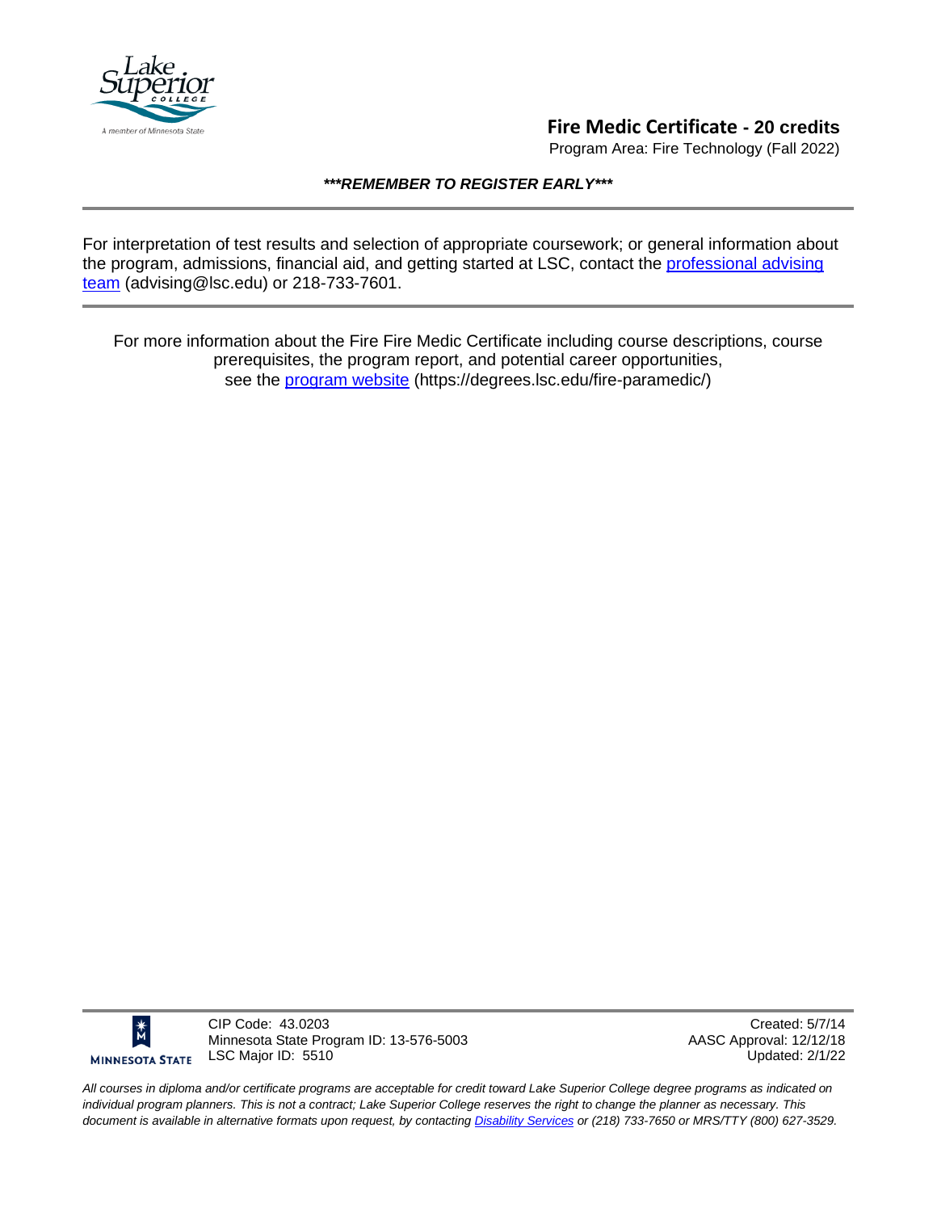# Fire Medic Certificate - 20 credits

Program Area: Fire Technology (Fall 2022)

***\*\*\*REMEMBER TO REGISTER EARLY\*\*\****

---

For interpretation of test results and selection of appropriate coursework; or general information about the program, admissions, financial aid, and getting started at LSC, contact the [professional advising team](mailto:advising@lsc.edu) (advising@lsc.edu) or 218-733-7601.

---

For more information about the Fire Fire Medic Certificate including course descriptions, course prerequisites, the program report, and potential career opportunities, see the [program website](https://degrees.lsc.edu/fire-paramedic/) (https://degrees.lsc.edu/fire-paramedic/)

---

CIP Code: 43.0203
Minnesota State Program ID: 13-576-5003
LSC Major ID: 5510

Created: 5/7/14
AASC Approval: 12/12/18
Updated: 2/1/22

*All courses in diploma and/or certificate programs are acceptable for credit toward Lake Superior College degree programs as indicated on individual program planners. This is not a contract; Lake Superior College reserves the right to change the planner as necessary. This document is available in alternative formats upon request, by contacting [Disability Services](#) or (218) 733-7650 or MRS/TTY (800) 627-3529.*